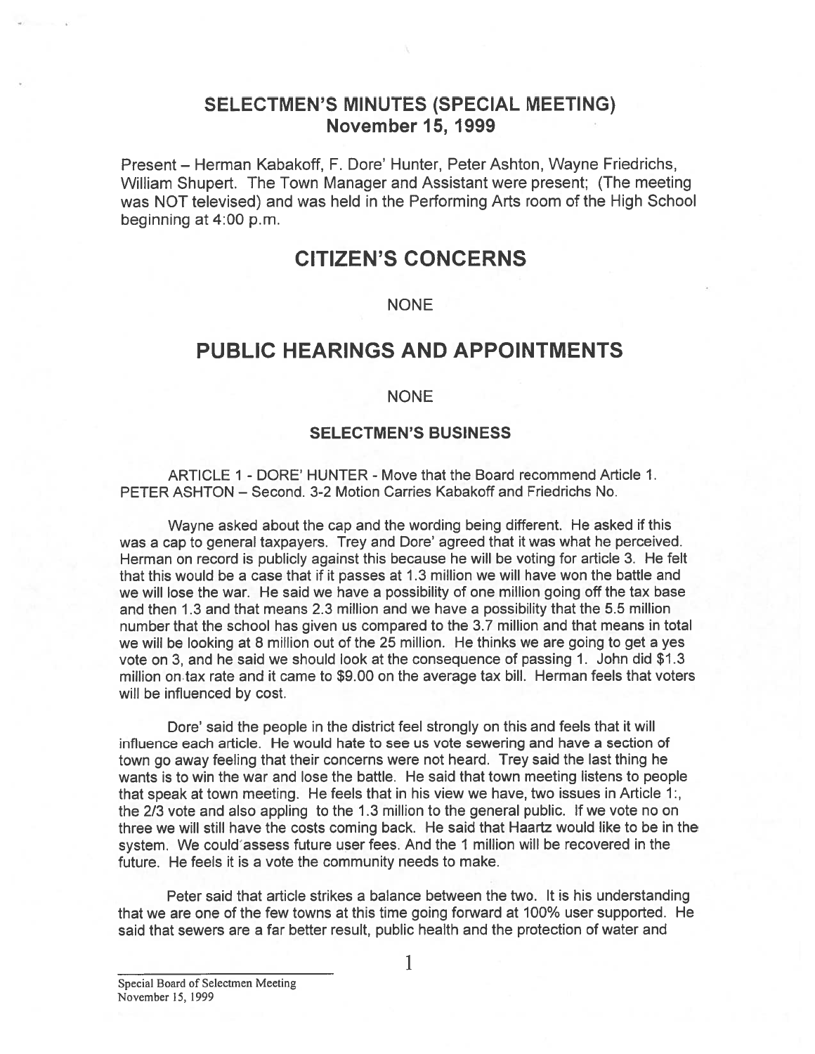# SELECTMEN'S MINUTES (SPECIAL MEETING)
## November 15, 1999

Present – Herman Kabakoff, F. Dore' Hunter, Peter Ashton, Wayne Friedrichs, William Shupert. The Town Manager and Assistant were present; (The meeting was NOT televised) and was held in the Performing Arts room of the High School beginning at 4:00 p.m.

# CITIZEN'S CONCERNS

NONE

# PUBLIC HEARINGS AND APPOINTMENTS

NONE

### SELECTMEN'S BUSINESS

ARTICLE 1 - DORE' HUNTER - Move that the Board recommend Article 1. PETER ASHTON – Second. 3-2 Motion Carries Kabakoff and Friedrichs No.

Wayne asked about the cap and the wording being different. He asked if this was a cap to general taxpayers. Trey and Dore' agreed that it was what he perceived. Herman on record is publicly against this because he will be voting for article 3. He felt that this would be a case that if it passes at 1.3 million we will have won the battle and we will lose the war. He said we have a possibility of one million going off the tax base and then 1.3 and that means 2.3 million and we have a possibility that the 5.5 million number that the school has given us compared to the 3.7 million and that means in total we will be looking at 8 million out of the 25 million. He thinks we are going to get a yes vote on 3, and he said we should look at the consequence of passing 1. John did $1.3 million on tax rate and it came to $9.00 on the average tax bill. Herman feels that voters will be influenced by cost.

Dore' said the people in the district feel strongly on this and feels that it will influence each article. He would hate to see us vote sewering and have a section of town go away feeling that their concerns were not heard. Trey said the last thing he wants is to win the war and lose the battle. He said that town meeting listens to people that speak at town meeting. He feels that in his view we have, two issues in Article 1:, the 2/3 vote and also appling to the 1.3 million to the general public. If we vote no on three we will still have the costs coming back. He said that Haartz would like to be in the system. We could assess future user fees. And the 1 million will be recovered in the future. He feels it is a vote the community needs to make.

Peter said that article strikes a balance between the two. It is his understanding that we are one of the few towns at this time going forward at 100% user supported. He said that sewers are a far better result, public health and the protection of water and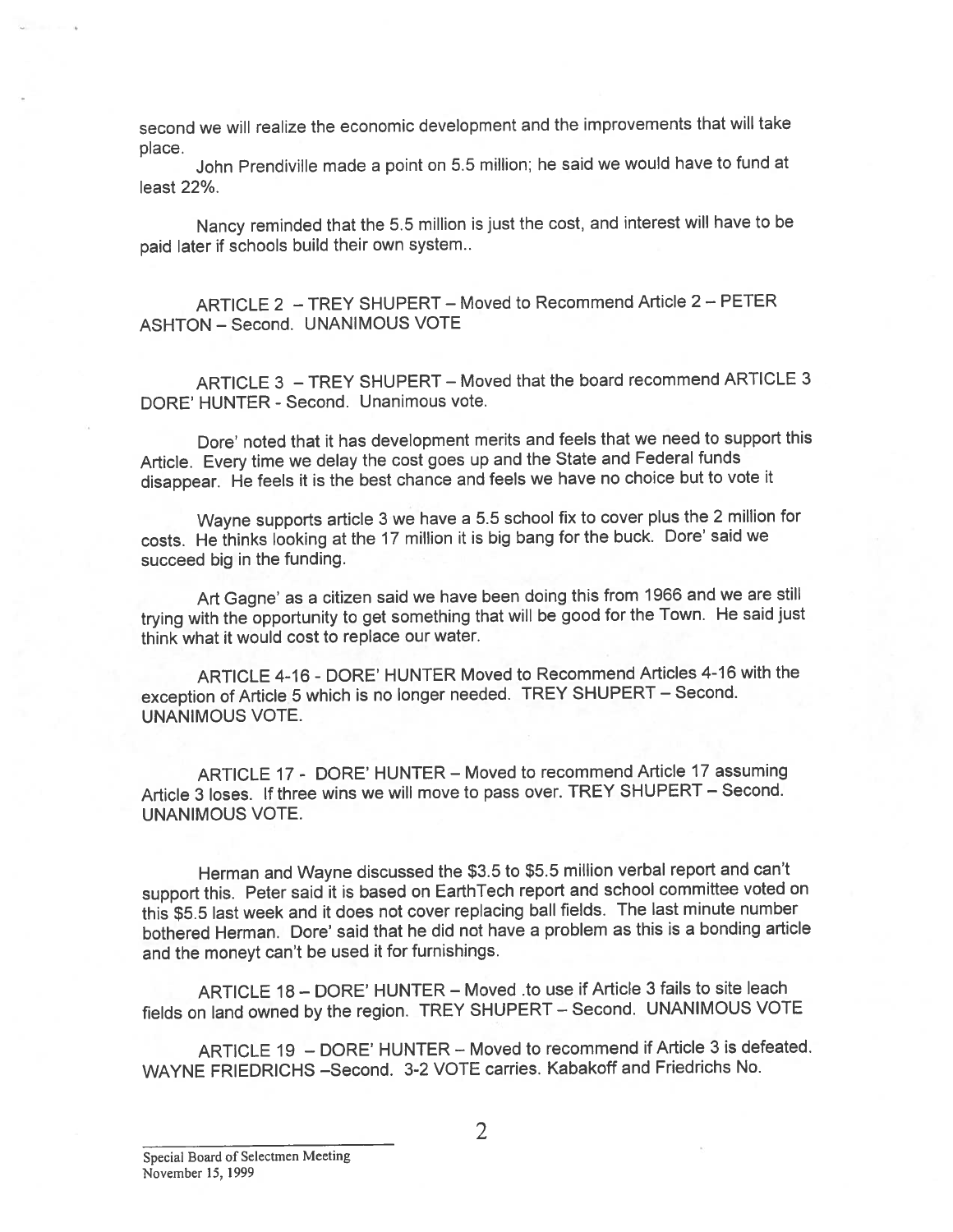second we will realize the economic development and the improvements that will take place.

John Prendiville made a point on 5.5 million; he said we would have to fund at least 22%.

Nancy reminded that the 5.5 million is just the cost, and interest will have to be paid later if schools build their own system..

ARTICLE 2 – TREY SHUPERT – Moved to Recommend Article 2 – PETER ASHTON – Second. UNANIMOUS VOTE

ARTICLE 3 – TREY SHUPERT – Moved that the board recommend ARTICLE 3 DORE' HUNTER - Second. Unanimous vote.

Dore' noted that it has development merits and feels that we need to support this Article. Every time we delay the cost goes up and the State and Federal funds disappear. He feels it is the best chance and feels we have no choice but to vote it

Wayne supports article 3 we have a 5.5 school fix to cover plus the 2 million for costs. He thinks looking at the 17 million it is big bang for the buck. Dore' said we succeed big in the funding.

Art Gagne' as a citizen said we have been doing this from 1966 and we are still trying with the opportunity to get something that will be good for the Town. He said just think what it would cost to replace our water.

ARTICLE 4-16 - DORE' HUNTER Moved to Recommend Articles 4-16 with the exception of Article 5 which is no longer needed. TREY SHUPERT – Second. UNANIMOUS VOTE.

ARTICLE 17 - DORE' HUNTER – Moved to recommend Article 17 assuming Article 3 loses. If three wins we will move to pass over. TREY SHUPERT – Second. UNANIMOUS VOTE.

Herman and Wayne discussed the $3.5 to $5.5 million verbal report and can't support this. Peter said it is based on EarthTech report and school committee voted on this $5.5 last week and it does not cover replacing ball fields. The last minute number bothered Herman. Dore' said that he did not have a problem as this is a bonding article and the moneyt can't be used it for furnishings.

ARTICLE 18 – DORE' HUNTER – Moved .to use if Article 3 fails to site leach fields on land owned by the region. TREY SHUPERT – Second. UNANIMOUS VOTE

ARTICLE 19 – DORE' HUNTER – Moved to recommend if Article 3 is defeated. WAYNE FRIEDRICHS –Second. 3-2 VOTE carries. Kabakoff and Friedrichs No.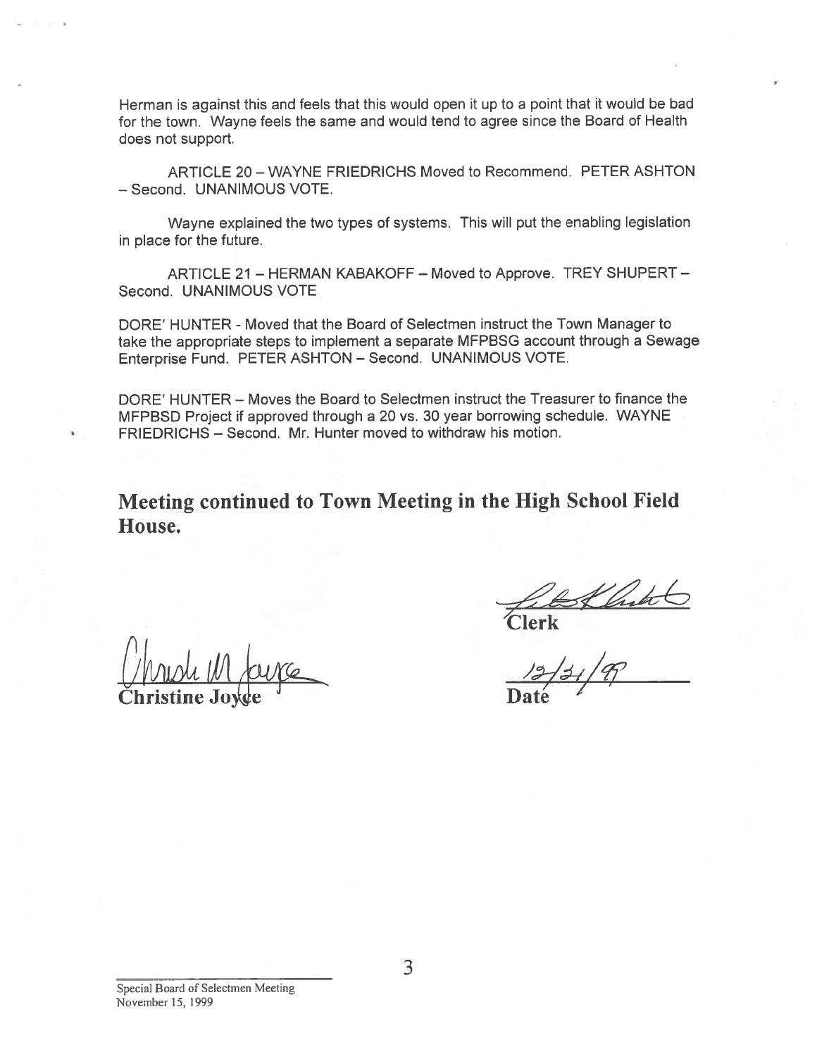Herman is against this and feels that this would open it up to a point that it would be bad for the town. Wayne feels the same and would tend to agree since the Board of Health does not support.

ARTICLE 20 – WAYNE FRIEDRICHS Moved to Recommend. PETER ASHTON – Second. UNANIMOUS VOTE.

Wayne explained the two types of systems. This will put the enabling legislation in place for the future.

ARTICLE 21 – HERMAN KABAKOFF – Moved to Approve. TREY SHUPERT – Second. UNANIMOUS VOTE

DORE' HUNTER - Moved that the Board of Selectmen instruct the Town Manager to take the appropriate steps to implement a separate MFPBSG account through a Sewage Enterprise Fund. PETER ASHTON – Second. UNANIMOUS VOTE.

DORE' HUNTER – Moves the Board to Selectmen instruct the Treasurer to finance the MFPBSD Project if approved through a 20 vs. 30 year borrowing schedule. WAYNE FRIEDRICHS – Second. Mr. Hunter moved to withdraw his motion.

**Meeting continued to Town Meeting in the High School Field House.**

Clerk

Christine Joyce

12/21/99
Date

Special Board of Selectmen Meeting
November 15, 1999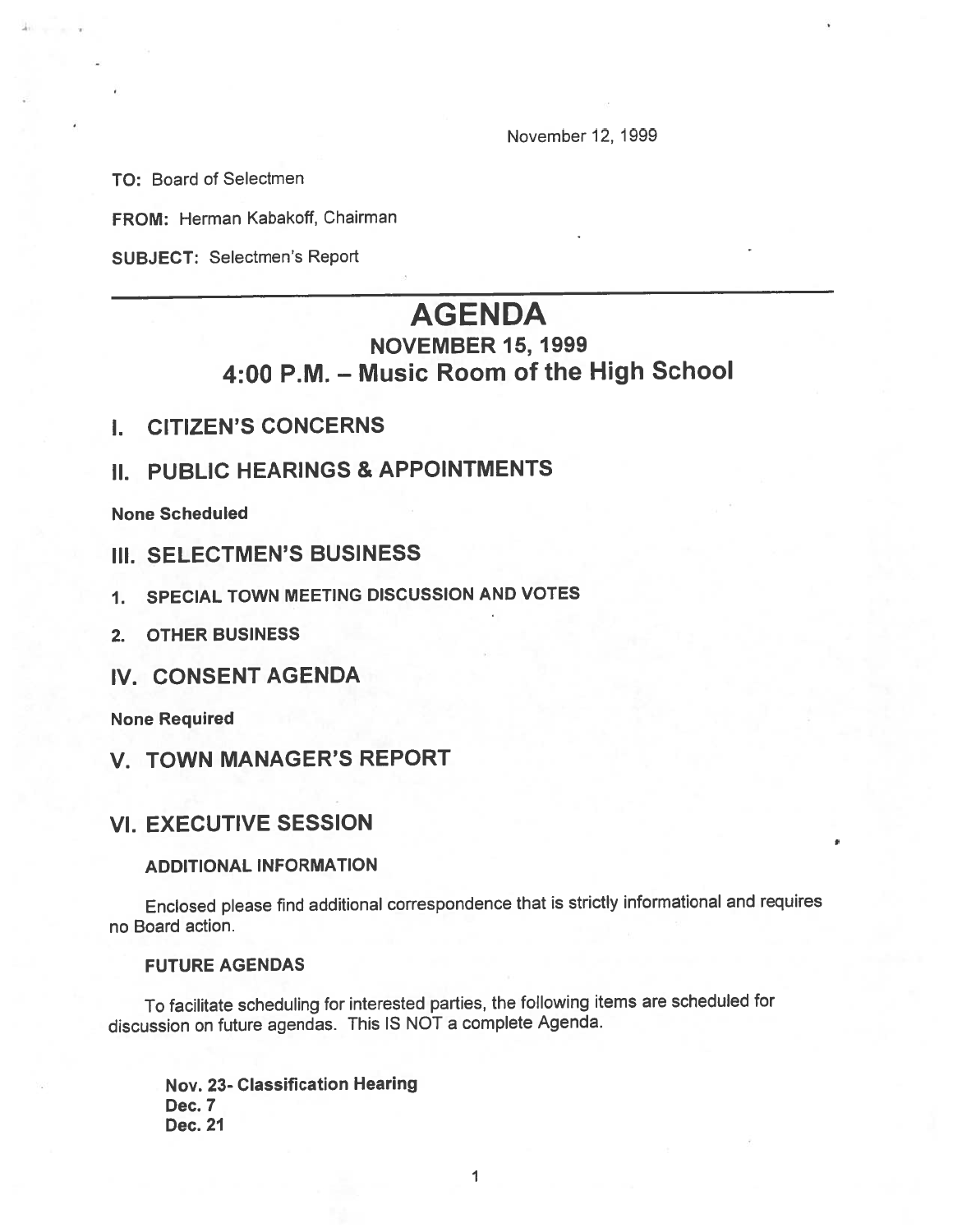November 12, 1999

**TO:** Board of Selectmen

**FROM:** Herman Kabakoff, Chairman

**SUBJECT:** Selectmen's Report

---

# AGENDA

## NOVEMBER 15, 1999

## 4:00 P.M. – Music Room of the High School

## I. CITIZEN'S CONCERNS

## II. PUBLIC HEARINGS & APPOINTMENTS

**None Scheduled**

## III. SELECTMEN'S BUSINESS

1. **SPECIAL TOWN MEETING DISCUSSION AND VOTES**
2. **OTHER BUSINESS**

## IV. CONSENT AGENDA

**None Required**

## V. TOWN MANAGER'S REPORT

## VI. EXECUTIVE SESSION

### ADDITIONAL INFORMATION

Enclosed please find additional correspondence that is strictly informational and requires no Board action.

### FUTURE AGENDAS

To facilitate scheduling for interested parties, the following items are scheduled for discussion on future agendas. This IS NOT a complete Agenda.

**Nov. 23- Classification Hearing**
**Dec. 7**
**Dec. 21**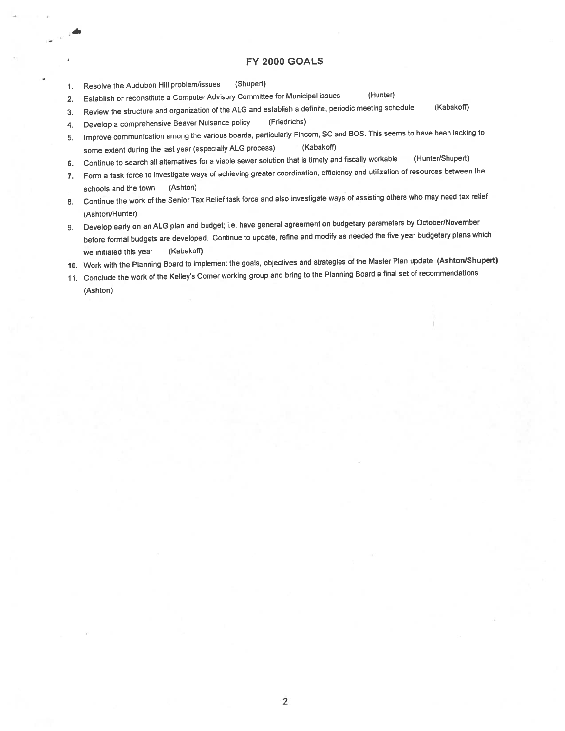## FY 2000 GOALS

1. Resolve the Audubon Hill problem/issues (Shupert)
2. Establish or reconstitute a Computer Advisory Committee for Municipal issues (Hunter)
3. Review the structure and organization of the ALG and establish a definite, periodic meeting schedule (Kabakoff)
4. Develop a comprehensive Beaver Nuisance policy (Friedrichs)
5. Improve communication among the various boards, particularly Fincom, SC and BOS. This seems to have been lacking to some extent during the last year (especially ALG process) (Kabakoff)
6. Continue to search all alternatives for a viable sewer solution that is timely and fiscally workable (Hunter/Shupert)
7. Form a task force to investigate ways of achieving greater coordination, efficiency and utilization of resources between the schools and the town (Ashton)
8. Continue the work of the Senior Tax Relief task force and also investigate ways of assisting others who may need tax relief (Ashton/Hunter)
9. Develop early on an ALG plan and budget; i.e. have general agreement on budgetary parameters by October/November before formal budgets are developed. Continue to update, refine and modify as needed the five year budgetary plans which we initiated this year (Kabakoff)
10. Work with the Planning Board to implement the goals, objectives and strategies of the Master Plan update **(Ashton/Shupert)**
11. Conclude the work of the Kelley's Corner working group and bring to the Planning Board a final set of recommendations (Ashton)